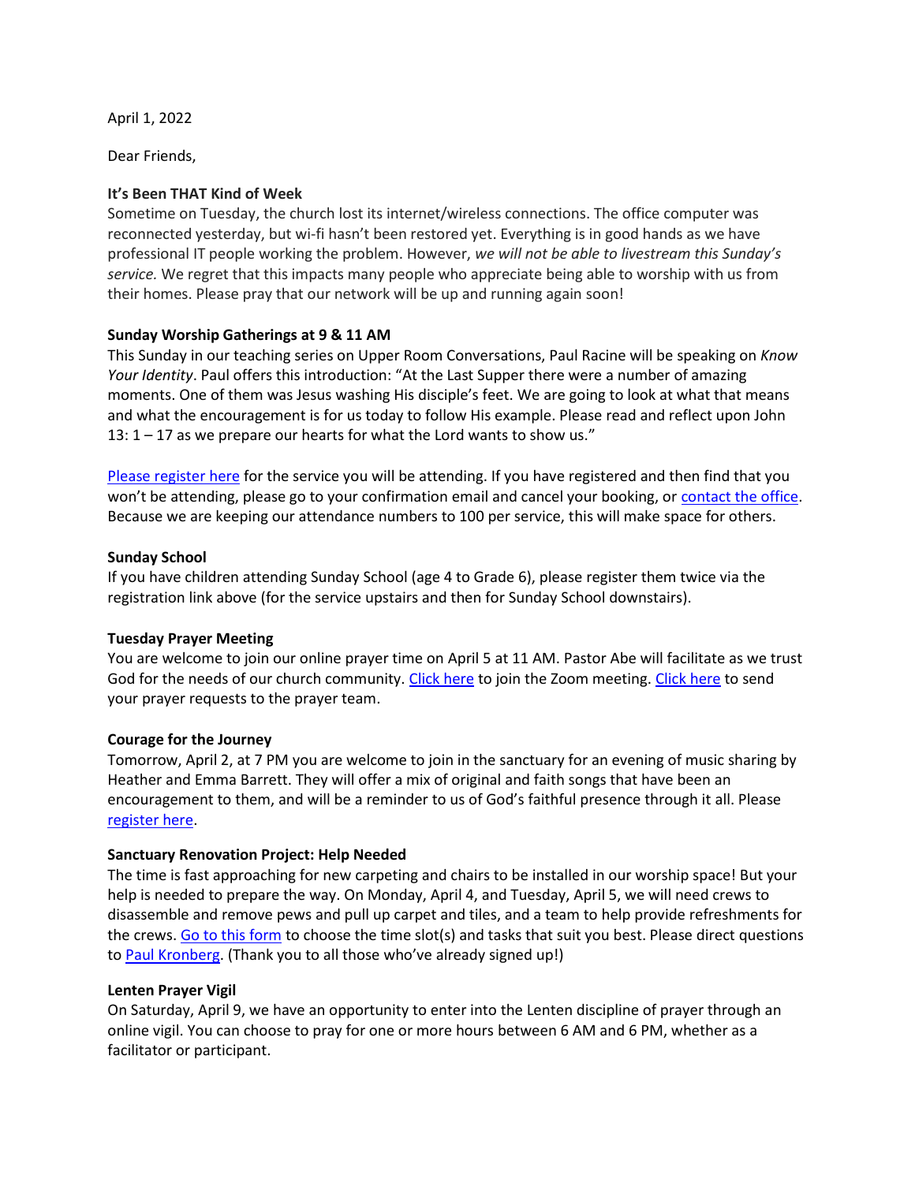April 1, 2022

Dear Friends,

**It's Been THAT Kind of Week**

Sometime on Tuesday, the church lost its internet/wireless connections. The office computer was reconnected yesterday, but wi-fi hasn't been restored yet. Everything is in good hands as we have professional IT people working the problem. However, *we will not be able to livestream this Sunday's service.* We regret that this impacts many people who appreciate being able to worship with us from their homes. Please pray that our network will be up and running again soon!

**Sunday Worship Gatherings at 9 & 11 AM**

This Sunday in our teaching series on Upper Room Conversations, Paul Racine will be speaking on *Know Your Identity*. Paul offers this introduction: "At the Last Supper there were a number of amazing moments. One of them was Jesus washing His disciple's feet. We are going to look at what that means and what the encouragement is for us today to follow His example. Please read and reflect upon John 13: 1 – 17 as we prepare our hearts for what the Lord wants to show us."

Please register here for the service you will be attending. If you have registered and then find that you won't be attending, please go to your confirmation email and cancel your booking, or contact the office. Because we are keeping our attendance numbers to 100 per service, this will make space for others.

**Sunday School**

If you have children attending Sunday School (age 4 to Grade 6), please register them twice via the registration link above (for the service upstairs and then for Sunday School downstairs).

**Tuesday Prayer Meeting**

You are welcome to join our online prayer time on April 5 at 11 AM. Pastor Abe will facilitate as we trust God for the needs of our church community. Click here to join the Zoom meeting. Click here to send your prayer requests to the prayer team.

**Courage for the Journey**

Tomorrow, April 2, at 7 PM you are welcome to join in the sanctuary for an evening of music sharing by Heather and Emma Barrett. They will offer a mix of original and faith songs that have been an encouragement to them, and will be a reminder to us of God's faithful presence through it all. Please register here.

**Sanctuary Renovation Project: Help Needed**

The time is fast approaching for new carpeting and chairs to be installed in our worship space! But your help is needed to prepare the way. On Monday, April 4, and Tuesday, April 5, we will need crews to disassemble and remove pews and pull up carpet and tiles, and a team to help provide refreshments for the crews. Go to this form to choose the time slot(s) and tasks that suit you best. Please direct questions to Paul Kronberg. (Thank you to all those who've already signed up!)

**Lenten Prayer Vigil**

On Saturday, April 9, we have an opportunity to enter into the Lenten discipline of prayer through an online vigil. You can choose to pray for one or more hours between 6 AM and 6 PM, whether as a facilitator or participant.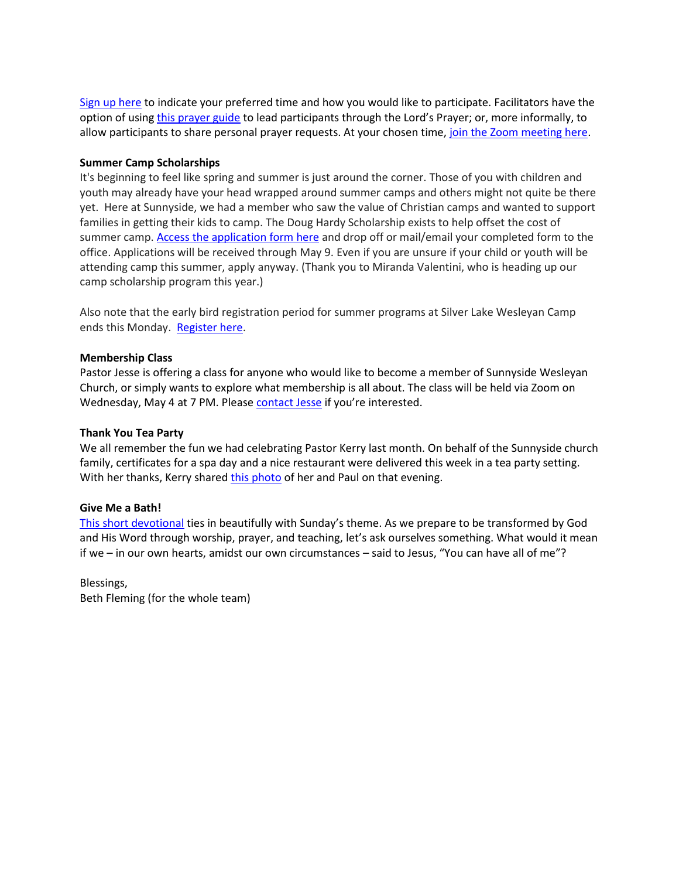Sign up here to indicate your preferred time and how you would like to participate. Facilitators have the option of using this prayer guide to lead participants through the Lord's Prayer; or, more informally, to allow participants to share personal prayer requests. At your chosen time, join the Zoom meeting here.

**Summer Camp Scholarships**

It's beginning to feel like spring and summer is just around the corner. Those of you with children and youth may already have your head wrapped around summer camps and others might not quite be there yet. Here at Sunnyside, we had a member who saw the value of Christian camps and wanted to support families in getting their kids to camp. The Doug Hardy Scholarship exists to help offset the cost of summer camp. Access the application form here and drop off or mail/email your completed form to the office. Applications will be received through May 9. Even if you are unsure if your child or youth will be attending camp this summer, apply anyway. (Thank you to Miranda Valentini, who is heading up our camp scholarship program this year.)

Also note that the early bird registration period for summer programs at Silver Lake Wesleyan Camp ends this Monday. Register here.

**Membership Class**

Pastor Jesse is offering a class for anyone who would like to become a member of Sunnyside Wesleyan Church, or simply wants to explore what membership is all about. The class will be held via Zoom on Wednesday, May 4 at 7 PM. Please contact Jesse if you're interested.

**Thank You Tea Party**

We all remember the fun we had celebrating Pastor Kerry last month. On behalf of the Sunnyside church family, certificates for a spa day and a nice restaurant were delivered this week in a tea party setting. With her thanks, Kerry shared this photo of her and Paul on that evening.

**Give Me a Bath!**

This short devotional ties in beautifully with Sunday's theme. As we prepare to be transformed by God and His Word through worship, prayer, and teaching, let's ask ourselves something. What would it mean if we – in our own hearts, amidst our own circumstances – said to Jesus, "You can have all of me"?

Blessings,
Beth Fleming (for the whole team)